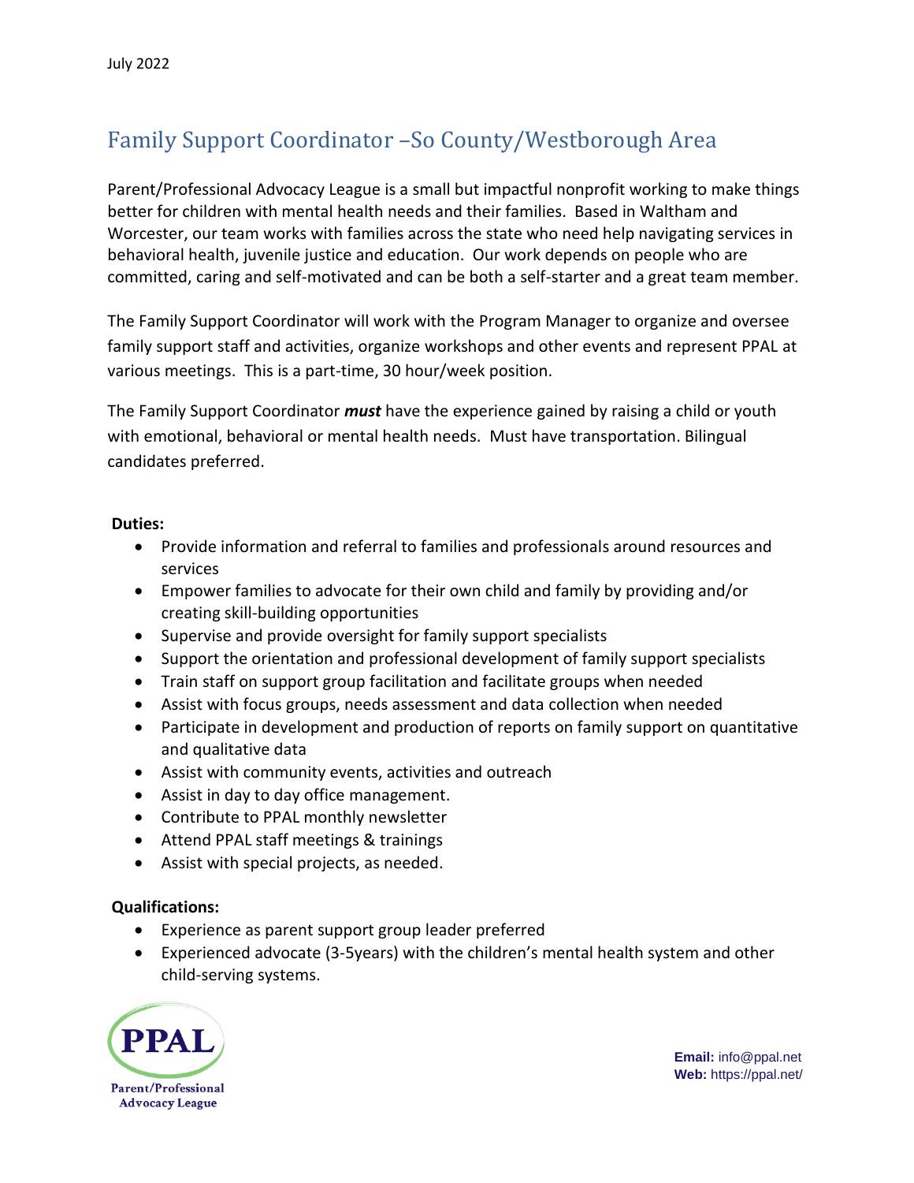July 2022

# Family Support Coordinator –So County/Westborough Area

Parent/Professional Advocacy League is a small but impactful nonprofit working to make things better for children with mental health needs and their families. Based in Waltham and Worcester, our team works with families across the state who need help navigating services in behavioral health, juvenile justice and education. Our work depends on people who are committed, caring and self-motivated and can be both a self-starter and a great team member.

The Family Support Coordinator will work with the Program Manager to organize and oversee family support staff and activities, organize workshops and other events and represent PPAL at various meetings. This is a part-time, 30 hour/week position.

The Family Support Coordinator ***must*** have the experience gained by raising a child or youth with emotional, behavioral or mental health needs. Must have transportation. Bilingual candidates preferred.

**Duties:**

- Provide information and referral to families and professionals around resources and services
- Empower families to advocate for their own child and family by providing and/or creating skill-building opportunities
- Supervise and provide oversight for family support specialists
- Support the orientation and professional development of family support specialists
- Train staff on support group facilitation and facilitate groups when needed
- Assist with focus groups, needs assessment and data collection when needed
- Participate in development and production of reports on family support on quantitative and qualitative data
- Assist with community events, activities and outreach
- Assist in day to day office management.
- Contribute to PPAL monthly newsletter
- Attend PPAL staff meetings & trainings
- Assist with special projects, as needed.

**Qualifications:**

- Experience as parent support group leader preferred
- Experienced advocate (3-5years) with the children's mental health system and other child-serving systems.

PPAL
Parent/Professional Advocacy League

**Email:** info@ppal.net
**Web:** https://ppal.net/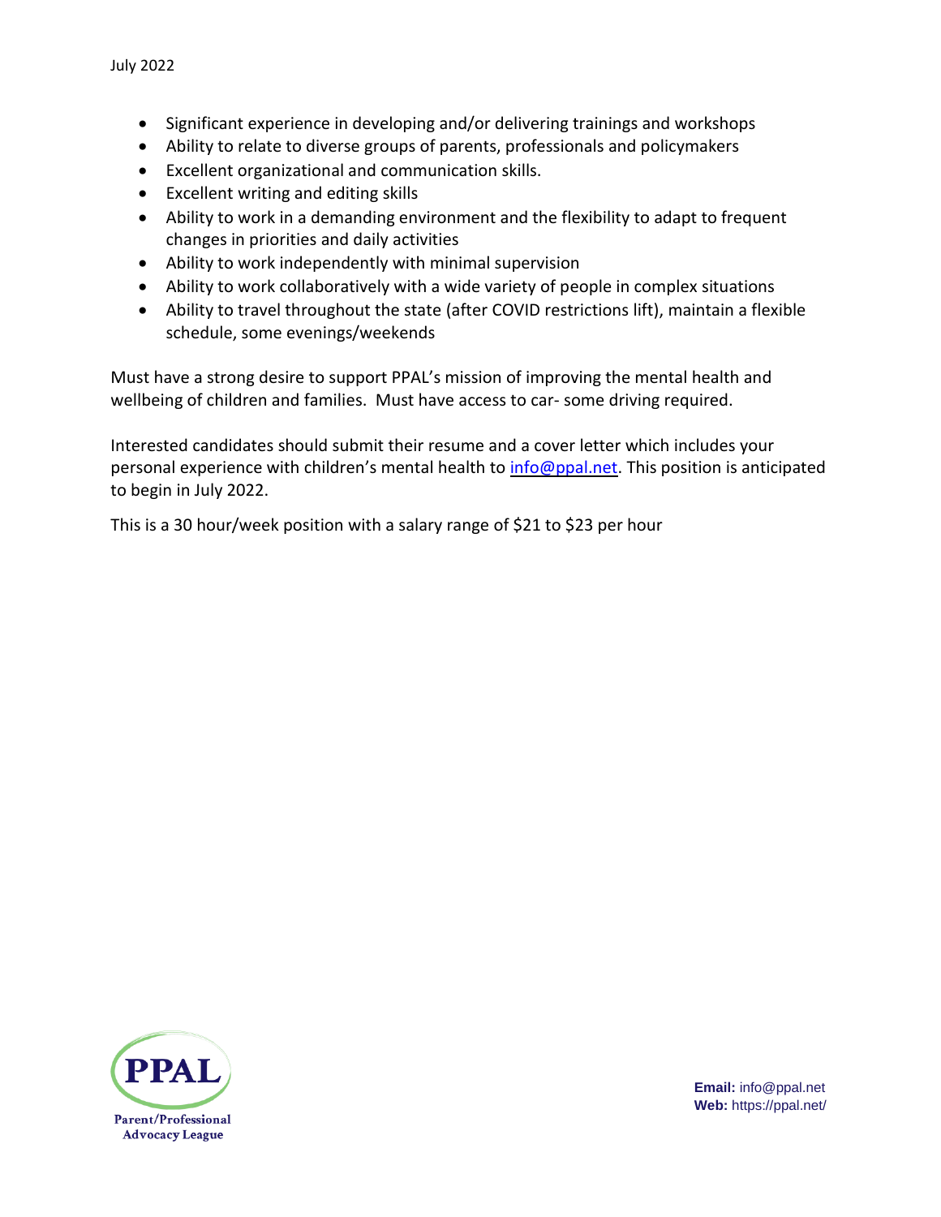- Significant experience in developing and/or delivering trainings and workshops
- Ability to relate to diverse groups of parents, professionals and policymakers
- Excellent organizational and communication skills.
- Excellent writing and editing skills
- Ability to work in a demanding environment and the flexibility to adapt to frequent changes in priorities and daily activities
- Ability to work independently with minimal supervision
- Ability to work collaboratively with a wide variety of people in complex situations
- Ability to travel throughout the state (after COVID restrictions lift), maintain a flexible schedule, some evenings/weekends

Must have a strong desire to support PPAL's mission of improving the mental health and wellbeing of children and families. Must have access to car- some driving required.

Interested candidates should submit their resume and a cover letter which includes your personal experience with children's mental health to info@ppal.net. This position is anticipated to begin in July 2022.

This is a 30 hour/week position with a salary range of $21 to $23 per hour